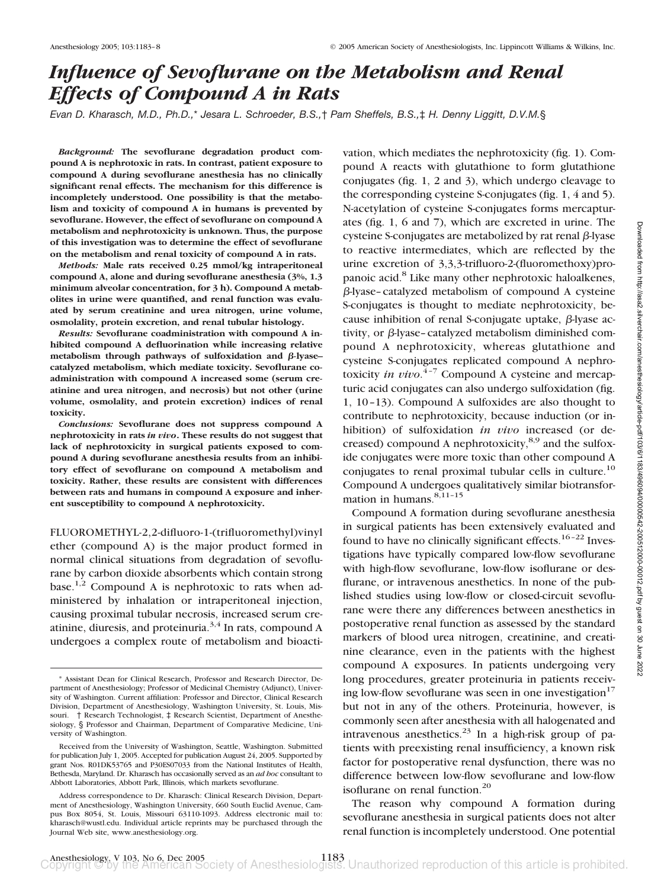# *Influence of Sevoflurane on the Metabolism and Renal Effects of Compound A in Rats*

*Evan D. Kharasch, M.D., Ph.D.,\* Jesara L. Schroeder, B.S.,† Pam Sheffels, B.S.,‡ H. Denny Liggitt, D.V.M.§*

***Background:*** **The sevoflurane degradation product compound A is nephrotoxic in rats. In contrast, patient exposure to compound A during sevoflurane anesthesia has no clinically significant renal effects. The mechanism for this difference is incompletely understood. One possibility is that the metabolism and toxicity of compound A in humans is prevented by sevoflurane. However, the effect of sevoflurane on compound A metabolism and nephrotoxicity is unknown. Thus, the purpose of this investigation was to determine the effect of sevoflurane on the metabolism and renal toxicity of compound A in rats.**

***Methods:*** **Male rats received 0.25 mmol/kg intraperitoneal compound A, alone and during sevoflurane anesthesia (3%, 1.3 minimum alveolar concentration, for 3 h). Compound A metabolites in urine were quantified, and renal function was evaluated by serum creatinine and urea nitrogen, urine volume, osmolality, protein excretion, and renal tubular histology.**

***Results:*** **Sevoflurane coadministration with compound A inhibited compound A defluorination while increasing relative metabolism through pathways of sulfoxidation and β-lyase–catalyzed metabolism, which mediate toxicity. Sevoflurane coadministration with compound A increased some (serum creatinine and urea nitrogen, and necrosis) but not other (urine volume, osmolality, and protein excretion) indices of renal toxicity.**

***Conclusions:*** **Sevoflurane does not suppress compound A nephrotoxicity in rats *in vivo*. These results do not suggest that lack of nephrotoxicity in surgical patients exposed to compound A during sevoflurane anesthesia results from an inhibitory effect of sevoflurane on compound A metabolism and toxicity. Rather, these results are consistent with differences between rats and humans in compound A exposure and inherent susceptibility to compound A nephrotoxicity.**

FLUOROMETHYL-2,2-difluoro-1-(trifluoromethyl)vinyl ether (compound A) is the major product formed in normal clinical situations from degradation of sevoflurane by carbon dioxide absorbents which contain strong base.[1,2] Compound A is nephrotoxic to rats when administered by inhalation or intraperitoneal injection, causing proximal tubular necrosis, increased serum creatinine, diuresis, and proteinuria.[3,4] In rats, compound A undergoes a complex route of metabolism and bioactivation, which mediates the nephrotoxicity (fig. 1). Compound A reacts with glutathione to form glutathione conjugates (fig. 1, 2 and 3), which undergo cleavage to the corresponding cysteine S-conjugates (fig. 1, 4 and 5). N-acetylation of cysteine S-conjugates forms mercapturates (fig. 1, 6 and 7), which are excreted in urine. The cysteine S-conjugates are metabolized by rat renal β-lyase to reactive intermediates, which are reflected by the urine excretion of 3,3,3-trifluoro-2-(fluoromethoxy)propanoic acid.[8] Like many other nephrotoxic haloalkenes, β-lyase–catalyzed metabolism of compound A cysteine S-conjugates is thought to mediate nephrotoxicity, because inhibition of renal S-conjugate uptake, β-lyase activity, or β-lyase–catalyzed metabolism diminished compound A nephrotoxicity, whereas glutathione and cysteine S-conjugates replicated compound A nephrotoxicity *in vivo*.[4–7] Compound A cysteine and mercapturic acid conjugates can also undergo sulfoxidation (fig. 1, 10–13). Compound A sulfoxides are also thought to contribute to nephrotoxicity, because induction (or inhibition) of sulfoxidation *in vivo* increased (or decreased) compound A nephrotoxicity,[8,9] and the sulfoxide conjugates were more toxic than other compound A conjugates to renal proximal tubular cells in culture.[10] Compound A undergoes qualitatively similar biotransformation in humans.[8,11–15]

Compound A formation during sevoflurane anesthesia in surgical patients has been extensively evaluated and found to have no clinically significant effects.[16–22] Investigations have typically compared low-flow sevoflurane with high-flow sevoflurane, low-flow isoflurane or desflurane, or intravenous anesthetics. In none of the published studies using low-flow or closed-circuit sevoflurane were there any differences between anesthetics in postoperative renal function as assessed by the standard markers of blood urea nitrogen, creatinine, and creatinine clearance, even in the patients with the highest compound A exposures. In patients undergoing very long procedures, greater proteinuria in patients receiving low-flow sevoflurane was seen in one investigation[17] but not in any of the others. Proteinuria, however, is commonly seen after anesthesia with all halogenated and intravenous anesthetics.[23] In a high-risk group of patients with preexisting renal insufficiency, a known risk factor for postoperative renal dysfunction, there was no difference between low-flow sevoflurane and low-flow isoflurane on renal function.[20]

The reason why compound A formation during sevoflurane anesthesia in surgical patients does not alter renal function is incompletely understood. One potential

---

\* Assistant Dean for Clinical Research, Professor and Research Director, Department of Anesthesiology; Professor of Medicinal Chemistry (Adjunct), University of Washington. Current affiliation: Professor and Director, Clinical Research Division, Department of Anesthesiology, Washington University, St. Louis, Missouri. † Research Technologist, ‡ Research Scientist, Department of Anesthesiology, § Professor and Chairman, Department of Comparative Medicine, University of Washington.

Received from the University of Washington, Seattle, Washington. Submitted for publication July 1, 2005. Accepted for publication August 24, 2005. Supported by grant Nos. R01DK53765 and P30ES07033 from the National Institutes of Health, Bethesda, Maryland. Dr. Kharasch has occasionally served as an *ad hoc* consultant to Abbott Laboratories, Abbott Park, Illinois, which markets sevoflurane.

Address correspondence to Dr. Kharasch: Clinical Research Division, Department of Anesthesiology, Washington University, 660 South Euclid Avenue, Campus Box 8054, St. Louis, Missouri 63110-1093. Address electronic mail to: kharasch@wustl.edu. Individual article reprints may be purchased through the Journal Web site, www.anesthesiology.org.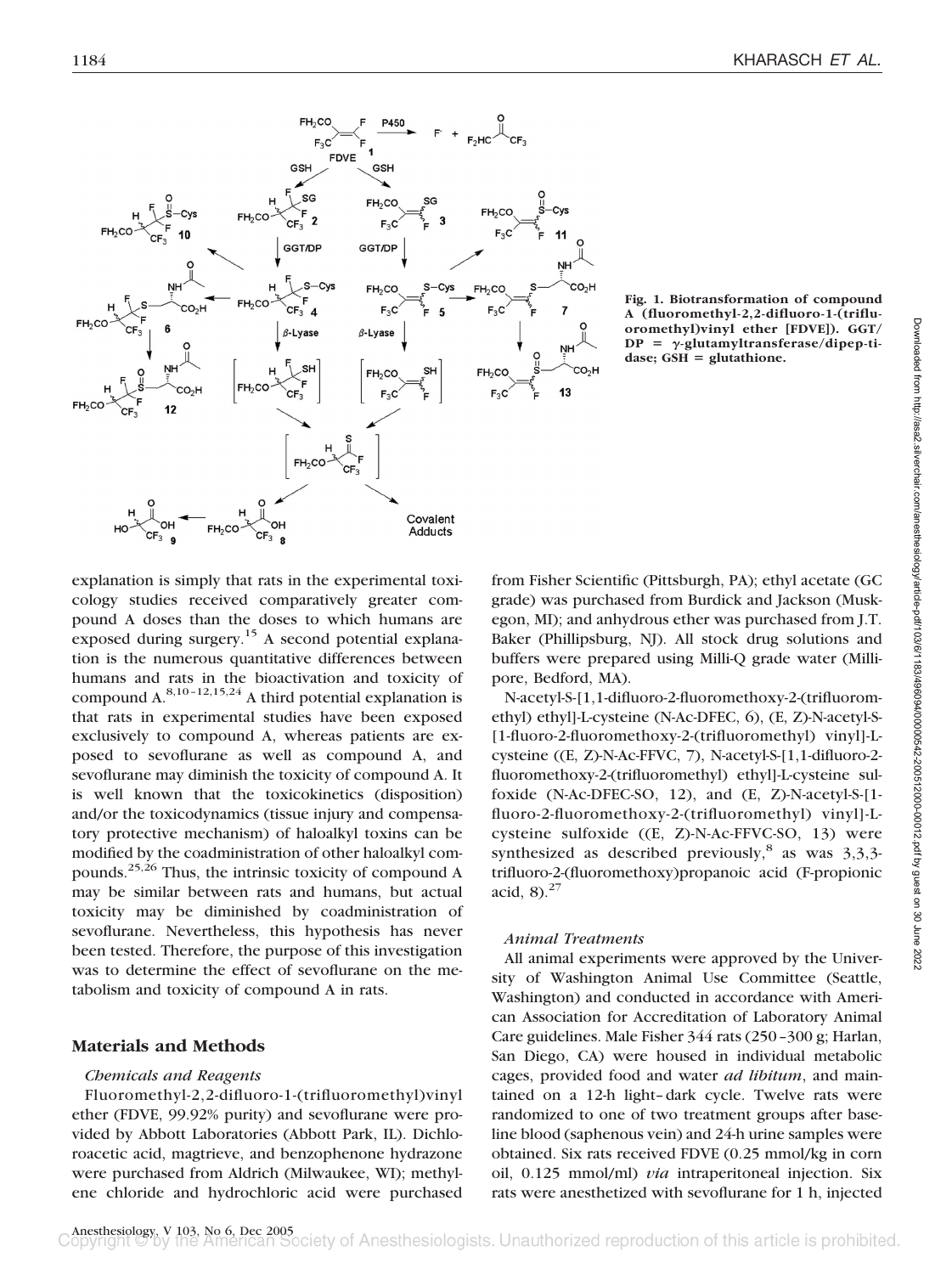Fig. 1. Biotransformation of compound A (fluoromethyl-2,2-difluoro-1-(trifluoromethyl)vinyl ether [FDVE]). GGT/DP = γ-glutamyltransferase/dipeptidase; GSH = glutathione.

explanation is simply that rats in the experimental toxicology studies received comparatively greater compound A doses than the doses to which humans are exposed during surgery.[15] A second potential explanation is the numerous quantitative differences between humans and rats in the bioactivation and toxicity of compound A.[8,10–12,15,24] A third potential explanation is that rats in experimental studies have been exposed exclusively to compound A, whereas patients are exposed to sevoflurane as well as compound A, and sevoflurane may diminish the toxicity of compound A. It is well known that the toxicokinetics (disposition) and/or the toxicodynamics (tissue injury and compensatory protective mechanism) of haloalkyl toxins can be modified by the coadministration of other haloalkyl compounds.[25,26] Thus, the intrinsic toxicity of compound A may be similar between rats and humans, but actual toxicity may be diminished by coadministration of sevoflurane. Nevertheless, this hypothesis has never been tested. Therefore, the purpose of this investigation was to determine the effect of sevoflurane on the metabolism and toxicity of compound A in rats.

## Materials and Methods

### *Chemicals and Reagents*

Fluoromethyl-2,2-difluoro-1-(trifluoromethyl)vinyl ether (FDVE, 99.92% purity) and sevoflurane were provided by Abbott Laboratories (Abbott Park, IL). Dichloroacetic acid, magtrieve, and benzophenone hydrazone were purchased from Aldrich (Milwaukee, WI); methylene chloride and hydrochloric acid were purchased from Fisher Scientific (Pittsburgh, PA); ethyl acetate (GC grade) was purchased from Burdick and Jackson (Muskegon, MI); and anhydrous ether was purchased from J.T. Baker (Phillipsburg, NJ). All stock drug solutions and buffers were prepared using Milli-Q grade water (Millipore, Bedford, MA).

N-acetyl-S-[1,1-difluoro-2-fluoromethoxy-2-(trifluoromethyl) ethyl]-L-cysteine (N-Ac-DFEC, 6), (E, Z)-N-acetyl-S-[1-fluoro-2-fluoromethoxy-2-(trifluoromethyl) vinyl]-L-cysteine ((E, Z)-N-Ac-FFVC, 7), N-acetyl-S-[1,1-difluoro-2-fluoromethoxy-2-(trifluoromethyl) ethyl]-L-cysteine sulfoxide (N-Ac-DFEC-SO, 12), and (E, Z)-N-acetyl-S-[1-fluoro-2-fluoromethoxy-2-(trifluoromethyl) vinyl]-L-cysteine sulfoxide ((E, Z)-N-Ac-FFVC-SO, 13) were synthesized as described previously,[8] as was 3,3,3-trifluoro-2-(fluoromethoxy)propanoic acid (F-propionic acid, 8).[27]

### *Animal Treatments*

All animal experiments were approved by the University of Washington Animal Use Committee (Seattle, Washington) and conducted in accordance with American Association for Accreditation of Laboratory Animal Care guidelines. Male Fisher 344 rats (250–300 g; Harlan, San Diego, CA) were housed in individual metabolic cages, provided food and water *ad libitum*, and maintained on a 12-h light–dark cycle. Twelve rats were randomized to one of two treatment groups after baseline blood (saphenous vein) and 24-h urine samples were obtained. Six rats received FDVE (0.25 mmol/kg in corn oil, 0.125 mmol/ml) *via* intraperitoneal injection. Six rats were anesthetized with sevoflurane for 1 h, injected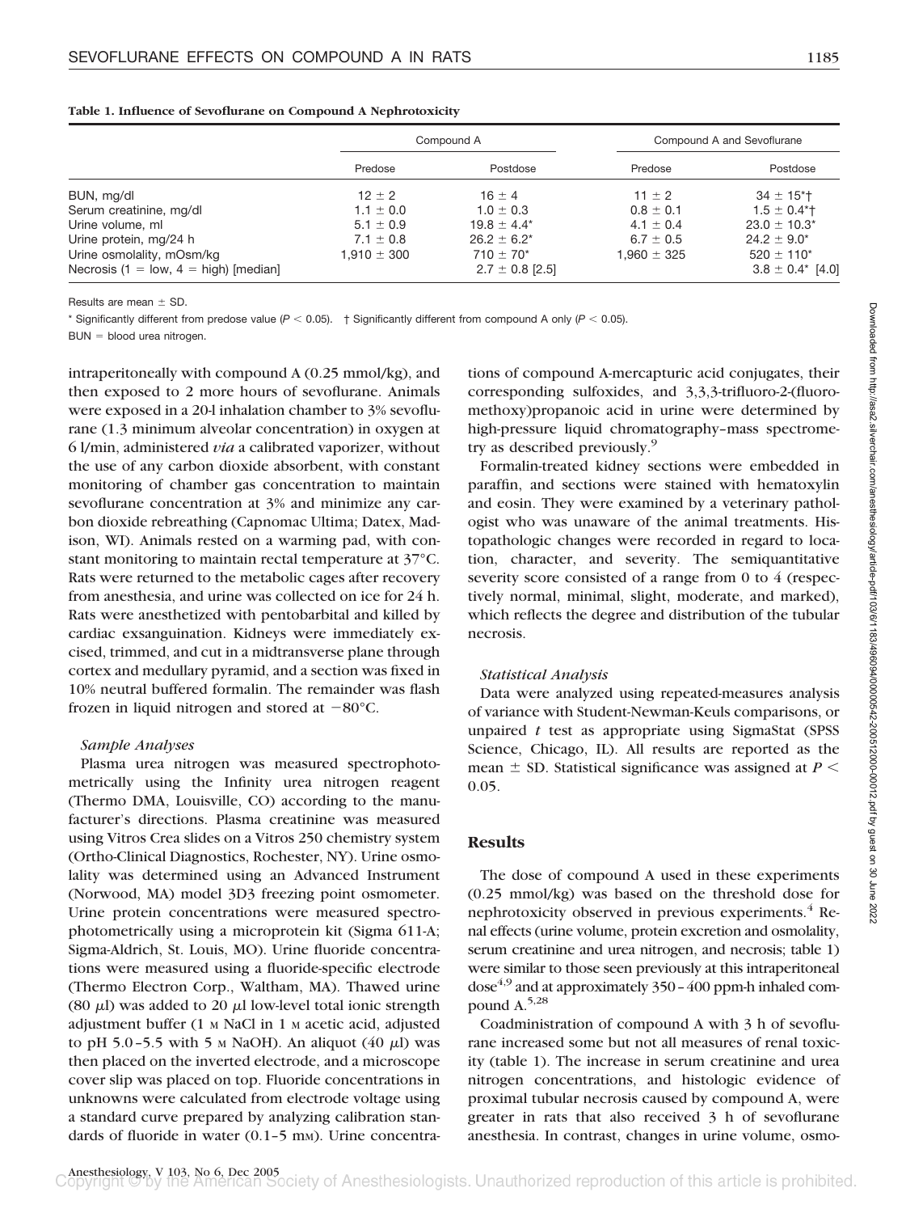**Table 1. Influence of Sevoflurane on Compound A Nephrotoxicity**

| | Compound A | | Compound A and Sevoflurane | |
|---|---|---|---|---|
| | Predose | Postdose | Predose | Postdose |
| BUN, mg/dl | 12 ± 2 | 16 ± 4 | 11 ± 2 | 34 ± 15*† |
| Serum creatinine, mg/dl | 1.1 ± 0.0 | 1.0 ± 0.3 | 0.8 ± 0.1 | 1.5 ± 0.4*† |
| Urine volume, ml | 5.1 ± 0.9 | 19.8 ± 4.4* | 4.1 ± 0.4 | 23.0 ± 10.3* |
| Urine protein, mg/24 h | 7.1 ± 0.8 | 26.2 ± 6.2* | 6.7 ± 0.5 | 24.2 ± 9.0* |
| Urine osmolality, mOsm/kg | 1,910 ± 300 | 710 ± 70* | 1,960 ± 325 | 520 ± 110* |
| Necrosis (1 = low, 4 = high) [median] | | 2.7 ± 0.8 [2.5] | | 3.8 ± 0.4* [4.0] |

Results are mean ± SD.

* Significantly different from predose value ($P < 0.05$). † Significantly different from compound A only ($P < 0.05$).

BUN = blood urea nitrogen.

intraperitoneally with compound A (0.25 mmol/kg), and then exposed to 2 more hours of sevoflurane. Animals were exposed in a 20-l inhalation chamber to 3% sevoflurane (1.3 minimum alveolar concentration) in oxygen at 6 l/min, administered *via* a calibrated vaporizer, without the use of any carbon dioxide absorbent, with constant monitoring of chamber gas concentration to maintain sevoflurane concentration at 3% and minimize any carbon dioxide rebreathing (Capnomac Ultima; Datex, Madison, WI). Animals rested on a warming pad, with constant monitoring to maintain rectal temperature at 37°C. Rats were returned to the metabolic cages after recovery from anesthesia, and urine was collected on ice for 24 h. Rats were anesthetized with pentobarbital and killed by cardiac exsanguination. Kidneys were immediately excised, trimmed, and cut in a midtransverse plane through cortex and medullary pyramid, and a section was fixed in 10% neutral buffered formalin. The remainder was flash frozen in liquid nitrogen and stored at −80°C.

### *Sample Analyses*

Plasma urea nitrogen was measured spectrophotometrically using the Infinity urea nitrogen reagent (Thermo DMA, Louisville, CO) according to the manufacturer's directions. Plasma creatinine was measured using Vitros Crea slides on a Vitros 250 chemistry system (Ortho-Clinical Diagnostics, Rochester, NY). Urine osmolality was determined using an Advanced Instrument (Norwood, MA) model 3D3 freezing point osmometer. Urine protein concentrations were measured spectrophotometrically using a microprotein kit (Sigma 611-A; Sigma-Aldrich, St. Louis, MO). Urine fluoride concentrations were measured using a fluoride-specific electrode (Thermo Electron Corp., Waltham, MA). Thawed urine (80 μl) was added to 20 μl low-level total ionic strength adjustment buffer (1 M NaCl in 1 M acetic acid, adjusted to pH 5.0–5.5 with 5 M NaOH). An aliquot (40 μl) was then placed on the inverted electrode, and a microscope cover slip was placed on top. Fluoride concentrations in unknowns were calculated from electrode voltage using a standard curve prepared by analyzing calibration standards of fluoride in water (0.1–5 mM). Urine concentrations of compound A-mercapturic acid conjugates, their corresponding sulfoxides, and 3,3,3-trifluoro-2-(fluoromethoxy)propanoic acid in urine were determined by high-pressure liquid chromatography–mass spectrometry as described previously.[9]

Formalin-treated kidney sections were embedded in paraffin, and sections were stained with hematoxylin and eosin. They were examined by a veterinary pathologist who was unaware of the animal treatments. Histopathologic changes were recorded in regard to location, character, and severity. The semiquantitative severity score consisted of a range from 0 to 4 (respectively normal, minimal, slight, moderate, and marked), which reflects the degree and distribution of the tubular necrosis.

### *Statistical Analysis*

Data were analyzed using repeated-measures analysis of variance with Student-Newman-Keuls comparisons, or unpaired *t* test as appropriate using SigmaStat (SPSS Science, Chicago, IL). All results are reported as the mean ± SD. Statistical significance was assigned at $P < 0.05$.

## Results

The dose of compound A used in these experiments (0.25 mmol/kg) was based on the threshold dose for nephrotoxicity observed in previous experiments.[4] Renal effects (urine volume, protein excretion and osmolality, serum creatinine and urea nitrogen, and necrosis; table 1) were similar to those seen previously at this intraperitoneal dose[4,9] and at approximately 350–400 ppm-h inhaled compound A.[5,28]

Coadministration of compound A with 3 h of sevoflurane increased some but not all measures of renal toxicity (table 1). The increase in serum creatinine and urea nitrogen concentrations, and histologic evidence of proximal tubular necrosis caused by compound A, were greater in rats that also received 3 h of sevoflurane anesthesia. In contrast, changes in urine volume, osmo-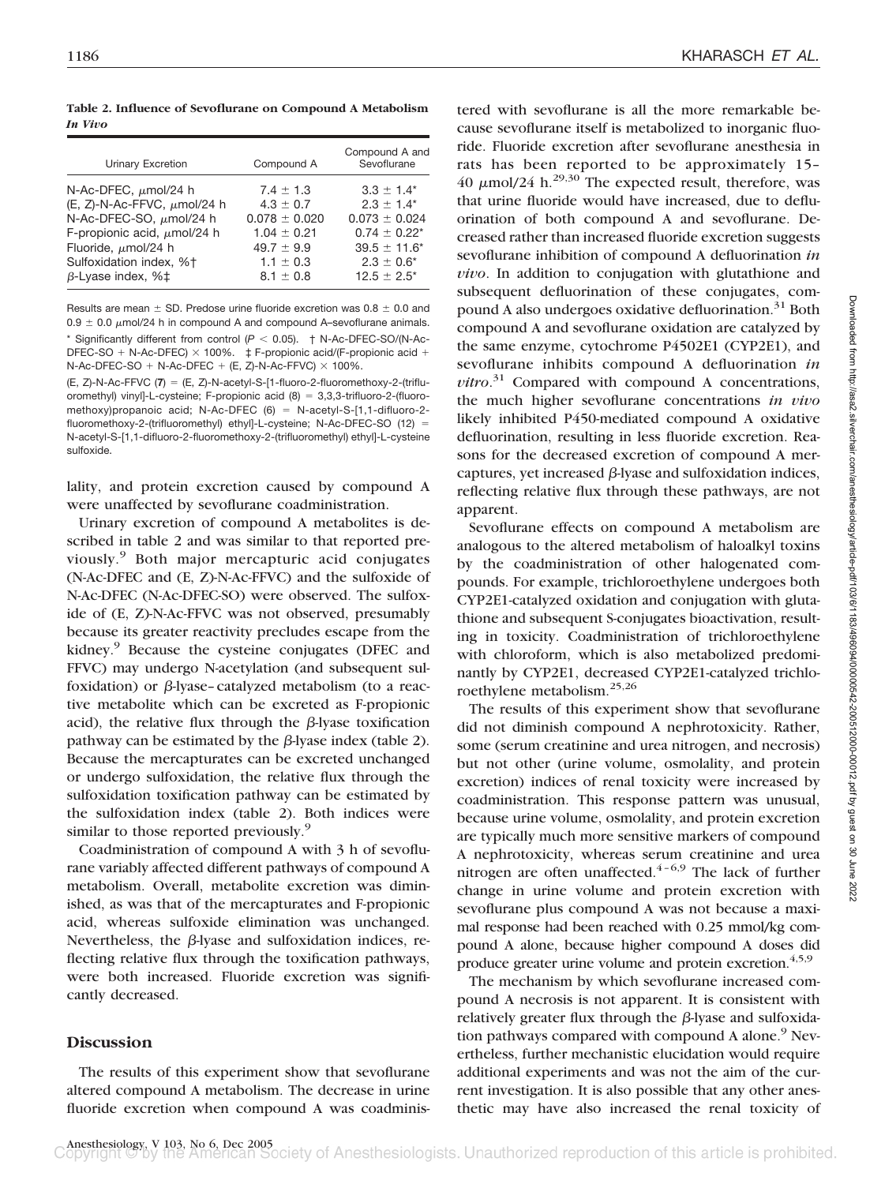**Table 2. Influence of Sevoflurane on Compound A Metabolism *In Vivo***

| Urinary Excretion | Compound A | Compound A and Sevoflurane |
|---|---|---|
| N-Ac-DFEC, μmol/24 h | 7.4 ± 1.3 | 3.3 ± 1.4* |
| (E, Z)-N-Ac-FFVC, μmol/24 h | 4.3 ± 0.7 | 2.3 ± 1.4* |
| N-Ac-DFEC-SO, μmol/24 h | 0.078 ± 0.020 | 0.073 ± 0.024 |
| F-propionic acid, μmol/24 h | 1.04 ± 0.21 | 0.74 ± 0.22* |
| Fluoride, μmol/24 h | 49.7 ± 9.9 | 39.5 ± 11.6* |
| Sulfoxidation index, %† | 1.1 ± 0.3 | 2.3 ± 0.6* |
| β-Lyase index, %‡ | 8.1 ± 0.8 | 12.5 ± 2.5* |

Results are mean ± SD. Predose urine fluoride excretion was 0.8 ± 0.0 and 0.9 ± 0.0 μmol/24 h in compound A and compound A–sevoflurane animals.
\* Significantly different from control ($P < 0.05$). † N-Ac-DFEC-SO/(N-Ac-DFEC-SO + N-Ac-DFEC) × 100%. ‡ F-propionic acid/(F-propionic acid + N-Ac-DFEC-SO + N-Ac-DFEC + (E, Z)-N-Ac-FFVC) × 100%.

(E, Z)-N-Ac-FFVC (**7**) = (E, Z)-N-acetyl-S-[1-fluoro-2-fluoromethoxy-2-(trifluoromethyl) vinyl]-L-cysteine; F-propionic acid (**8**) = 3,3,3-trifluoro-2-(fluoromethoxy)propanoic acid; N-Ac-DFEC (**6**) = N-acetyl-S-[1,1-difluoro-2-fluoromethoxy-2-(trifluoromethyl) ethyl]-L-cysteine; N-Ac-DFEC-SO (**12**) = N-acetyl-S-[1,1-difluoro-2-fluoromethoxy-2-(trifluoromethyl) ethyl]-L-cysteine sulfoxide.

lality, and protein excretion caused by compound A were unaffected by sevoflurane coadministration.

Urinary excretion of compound A metabolites is described in table 2 and was similar to that reported previously.[9] Both major mercapturic acid conjugates (N-Ac-DFEC and (E, Z)-N-Ac-FFVC) and the sulfoxide of N-Ac-DFEC (N-Ac-DFEC-SO) were observed. The sulfoxide of (E, Z)-N-Ac-FFVC was not observed, presumably because its greater reactivity precludes escape from the kidney.[9] Because the cysteine conjugates (DFEC and FFVC) may undergo N-acetylation (and subsequent sulfoxidation) or β-lyase–catalyzed metabolism (to a reactive metabolite which can be excreted as F-propionic acid), the relative flux through the β-lyase toxification pathway can be estimated by the β-lyase index (table 2). Because the mercapturates can be excreted unchanged or undergo sulfoxidation, the relative flux through the sulfoxidation toxification pathway can be estimated by the sulfoxidation index (table 2). Both indices were similar to those reported previously.[9]

Coadministration of compound A with 3 h of sevoflurane variably affected different pathways of compound A metabolism. Overall, metabolite excretion was diminished, as was that of the mercapturates and F-propionic acid, whereas sulfoxide elimination was unchanged. Nevertheless, the β-lyase and sulfoxidation indices, reflecting relative flux through the toxification pathways, were both increased. Fluoride excretion was significantly decreased.

## Discussion

The results of this experiment show that sevoflurane altered compound A metabolism. The decrease in urine fluoride excretion when compound A was coadministered with sevoflurane is all the more remarkable because sevoflurane itself is metabolized to inorganic fluoride. Fluoride excretion after sevoflurane anesthesia in rats has been reported to be approximately 15–40 μmol/24 h.[29,30] The expected result, therefore, was that urine fluoride would have increased, due to defluorination of both compound A and sevoflurane. Decreased rather than increased fluoride excretion suggests sevoflurane inhibition of compound A defluorination *in vivo*. In addition to conjugation with glutathione and subsequent defluorination of these conjugates, compound A also undergoes oxidative defluorination.[31] Both compound A and sevoflurane oxidation are catalyzed by the same enzyme, cytochrome P4502E1 (CYP2E1), and sevoflurane inhibits compound A defluorination *in vitro*.[31] Compared with compound A concentrations, the much higher sevoflurane concentrations *in vivo* likely inhibited P450-mediated compound A oxidative defluorination, resulting in less fluoride excretion. Reasons for the decreased excretion of compound A mercaptures, yet increased β-lyase and sulfoxidation indices, reflecting relative flux through these pathways, are not apparent.

Sevoflurane effects on compound A metabolism are analogous to the altered metabolism of haloalkyl toxins by the coadministration of other halogenated compounds. For example, trichloroethylene undergoes both CYP2E1-catalyzed oxidation and conjugation with glutathione and subsequent S-conjugates bioactivation, resulting in toxicity. Coadministration of trichloroethylene with chloroform, which is also metabolized predominantly by CYP2E1, decreased CYP2E1-catalyzed trichloroethylene metabolism.[25,26]

The results of this experiment show that sevoflurane did not diminish compound A nephrotoxicity. Rather, some (serum creatinine and urea nitrogen, and necrosis) but not other (urine volume, osmolality, and protein excretion) indices of renal toxicity were increased by coadministration. This response pattern was unusual, because urine volume, osmolality, and protein excretion are typically much more sensitive markers of compound A nephrotoxicity, whereas serum creatinine and urea nitrogen are often unaffected.[4–6,9] The lack of further change in urine volume and protein excretion with sevoflurane plus compound A was not because a maximal response had been reached with 0.25 mmol/kg compound A alone, because higher compound A doses did produce greater urine volume and protein excretion.[4,5,9]

The mechanism by which sevoflurane increased compound A necrosis is not apparent. It is consistent with relatively greater flux through the β-lyase and sulfoxidation pathways compared with compound A alone.[9] Nevertheless, further mechanistic elucidation would require additional experiments and was not the aim of the current investigation. It is also possible that any other anesthetic may have also increased the renal toxicity of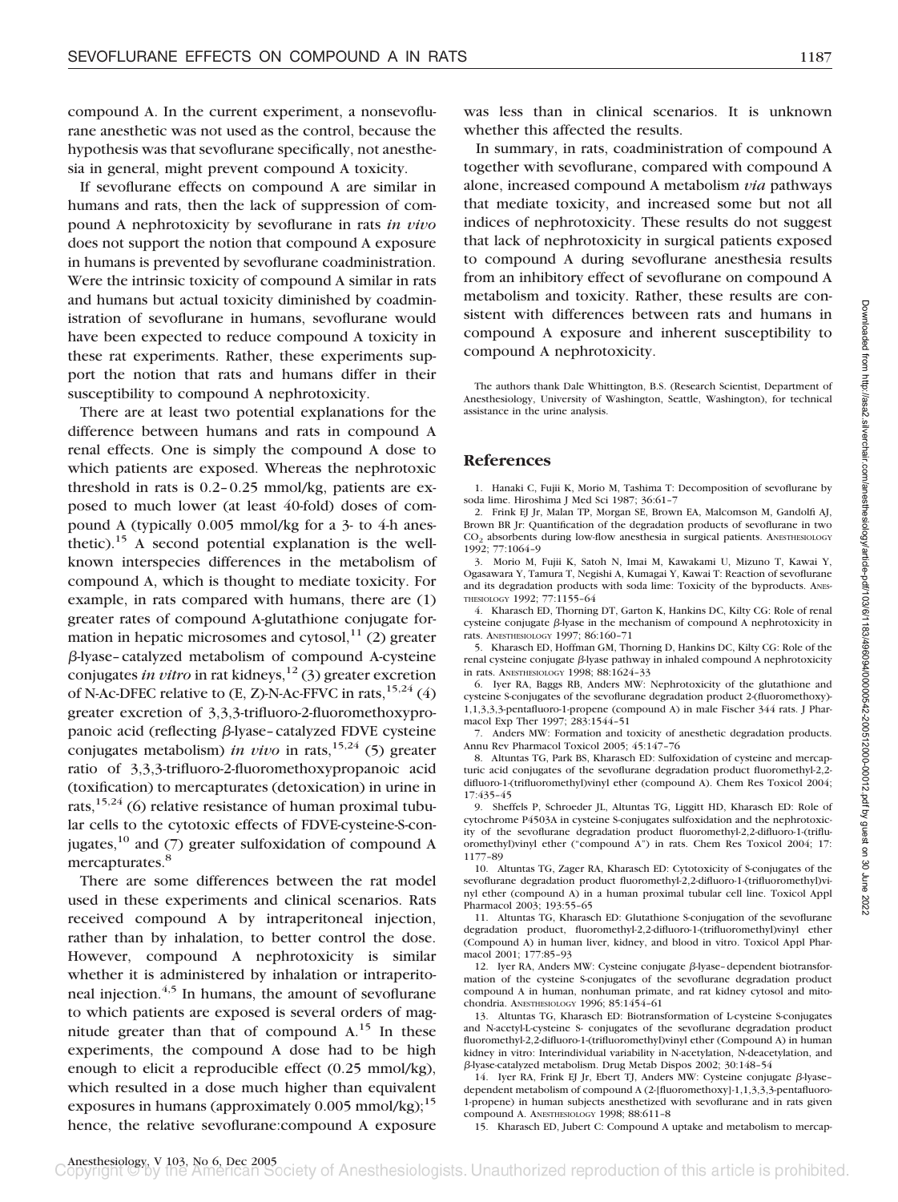compound A. In the current experiment, a nonsevoflurane anesthetic was not used as the control, because the hypothesis was that sevoflurane specifically, not anesthesia in general, might prevent compound A toxicity.

If sevoflurane effects on compound A are similar in humans and rats, then the lack of suppression of compound A nephrotoxicity by sevoflurane in rats *in vivo* does not support the notion that compound A exposure in humans is prevented by sevoflurane coadministration. Were the intrinsic toxicity of compound A similar in rats and humans but actual toxicity diminished by coadministration of sevoflurane in humans, sevoflurane would have been expected to reduce compound A toxicity in these rat experiments. Rather, these experiments support the notion that rats and humans differ in their susceptibility to compound A nephrotoxicity.

There are at least two potential explanations for the difference between humans and rats in compound A renal effects. One is simply the compound A dose to which patients are exposed. Whereas the nephrotoxic threshold in rats is 0.2–0.25 mmol/kg, patients are exposed to much lower (at least 40-fold) doses of compound A (typically 0.005 mmol/kg for a 3- to 4-h anesthetic).[15] A second potential explanation is the well-known interspecies differences in the metabolism of compound A, which is thought to mediate toxicity. For example, in rats compared with humans, there are (1) greater rates of compound A-glutathione conjugate formation in hepatic microsomes and cytosol,[11] (2) greater β-lyase–catalyzed metabolism of compound A-cysteine conjugates *in vitro* in rat kidneys,[12] (3) greater excretion of N-Ac-DFEC relative to (E, Z)-N-Ac-FFVC in rats,[15,24] (4) greater excretion of 3,3,3-trifluoro-2-fluoromethoxypropanoic acid (reflecting β-lyase–catalyzed FDVE cysteine conjugates metabolism) *in vivo* in rats,[15,24] (5) greater ratio of 3,3,3-trifluoro-2-fluoromethoxypropanoic acid (toxification) to mercapturates (detoxication) in urine in rats,[15,24] (6) relative resistance of human proximal tubular cells to the cytotoxic effects of FDVE-cysteine-S-conjugates,[10] and (7) greater sulfoxidation of compound A mercapturates.[8]

There are some differences between the rat model used in these experiments and clinical scenarios. Rats received compound A by intraperitoneal injection, rather than by inhalation, to better control the dose. However, compound A nephrotoxicity is similar whether it is administered by inhalation or intraperitoneal injection.[4,5] In humans, the amount of sevoflurane to which patients are exposed is several orders of magnitude greater than that of compound A.[15] In these experiments, the compound A dose had to be high enough to elicit a reproducible effect (0.25 mmol/kg), which resulted in a dose much higher than equivalent exposures in humans (approximately 0.005 mmol/kg);[15] hence, the relative sevoflurane:compound A exposure was less than in clinical scenarios. It is unknown whether this affected the results.

In summary, in rats, coadministration of compound A together with sevoflurane, compared with compound A alone, increased compound A metabolism *via* pathways that mediate toxicity, and increased some but not all indices of nephrotoxicity. These results do not suggest that lack of nephrotoxicity in surgical patients exposed to compound A during sevoflurane anesthesia results from an inhibitory effect of sevoflurane on compound A metabolism and toxicity. Rather, these results are consistent with differences between rats and humans in compound A exposure and inherent susceptibility to compound A nephrotoxicity.

The authors thank Dale Whittington, B.S. (Research Scientist, Department of Anesthesiology, University of Washington, Seattle, Washington), for technical assistance in the urine analysis.

## References

1. Hanaki C, Fujii K, Morio M, Tashima T: Decomposition of sevoflurane by soda lime. Hiroshima J Med Sci 1987; 36:61–7
2. Frink EJ Jr, Malan TP, Morgan SE, Brown EA, Malcomson M, Gandolfi AJ, Brown BR Jr: Quantification of the degradation products of sevoflurane in two $CO_2$ absorbents during low-flow anesthesia in surgical patients. Anesthesiology 1992; 77:1064–9
3. Morio M, Fujii K, Satoh N, Imai M, Kawakami U, Mizuno T, Kawai Y, Ogasawara Y, Tamura T, Negishi A, Kumagai Y, Kawai T: Reaction of sevoflurane and its degradation products with soda lime: Toxicity of the byproducts. Anesthesiology 1992; 77:1155–64
4. Kharasch ED, Thorning DT, Garton K, Hankins DC, Kilty CG: Role of renal cysteine conjugate β-lyase in the mechanism of compound A nephrotoxicity in rats. Anesthesiology 1997; 86:160–71
5. Kharasch ED, Hoffman GM, Thorning D, Hankins DC, Kilty CG: Role of the renal cysteine conjugate β-lyase pathway in inhaled compound A nephrotoxicity in rats. Anesthesiology 1998; 88:1624–33
6. Iyer RA, Baggs RB, Anders MW: Nephrotoxicity of the glutathione and cysteine S-conjugates of the sevoflurane degradation product 2-(fluoromethoxy)-1,1,3,3,3-pentafluoro-1-propene (compound A) in male Fischer 344 rats. J Pharmacol Exp Ther 1997; 283:1544–51
7. Anders MW: Formation and toxicity of anesthetic degradation products. Annu Rev Pharmacol Toxicol 2005; 45:147–76
8. Altuntas TG, Park BS, Kharasch ED: Sulfoxidation of cysteine and mercapturic acid conjugates of the sevoflurane degradation product fluoromethyl-2,2-difluoro-1-(trifluoromethyl)vinyl ether (compound A). Chem Res Toxicol 2004; 17:435–45
9. Sheffels P, Schroeder JL, Altuntas TG, Liggitt HD, Kharasch ED: Role of cytochrome P4503A in cysteine S-conjugates sulfoxidation and the nephrotoxicity of the sevoflurane degradation product fluoromethyl-2,2-difluoro-1-(trifluoromethyl)vinyl ether ("compound A") in rats. Chem Res Toxicol 2004; 17: 1177–89
10. Altuntas TG, Zager RA, Kharasch ED: Cytotoxicity of S-conjugates of the sevoflurane degradation product fluoromethyl-2,2-difluoro-1-(trifluoromethyl)vinyl ether (compound A) in a human proximal tubular cell line. Toxicol Appl Pharmacol 2003; 193:55–65
11. Altuntas TG, Kharasch ED: Glutathione S-conjugation of the sevoflurane degradation product, fluoromethyl-2,2-difluoro-1-(trifluoromethyl)vinyl ether (Compound A) in human liver, kidney, and blood in vitro. Toxicol Appl Pharmacol 2001; 177:85–93
12. Iyer RA, Anders MW: Cysteine conjugate β-lyase–dependent biotransformation of the cysteine S-conjugates of the sevoflurane degradation product compound A in human, nonhuman primate, and rat kidney cytosol and mitochondria. Anesthesiology 1996; 85:1454–61
13. Altuntas TG, Kharasch ED: Biotransformation of L-cysteine S-conjugates and N-acetyl-L-cysteine S- conjugates of the sevoflurane degradation product fluoromethyl-2,2-difluoro-1-(trifluoromethyl)vinyl ether (Compound A) in human kidney in vitro: Interindividual variability in N-acetylation, N-deacetylation, and β-lyase-catalyzed metabolism. Drug Metab Dispos 2002; 30:148–54
14. Iyer RA, Frink EJ Jr, Ebert TJ, Anders MW: Cysteine conjugate β-lyase–dependent metabolism of compound A (2-[fluoromethoxy]-1,1,3,3,3-pentafluoro-1-propene) in human subjects anesthetized with sevoflurane and in rats given compound A. Anesthesiology 1998; 88:611–8
15. Kharasch ED, Jubert C: Compound A uptake and metabolism to mercap-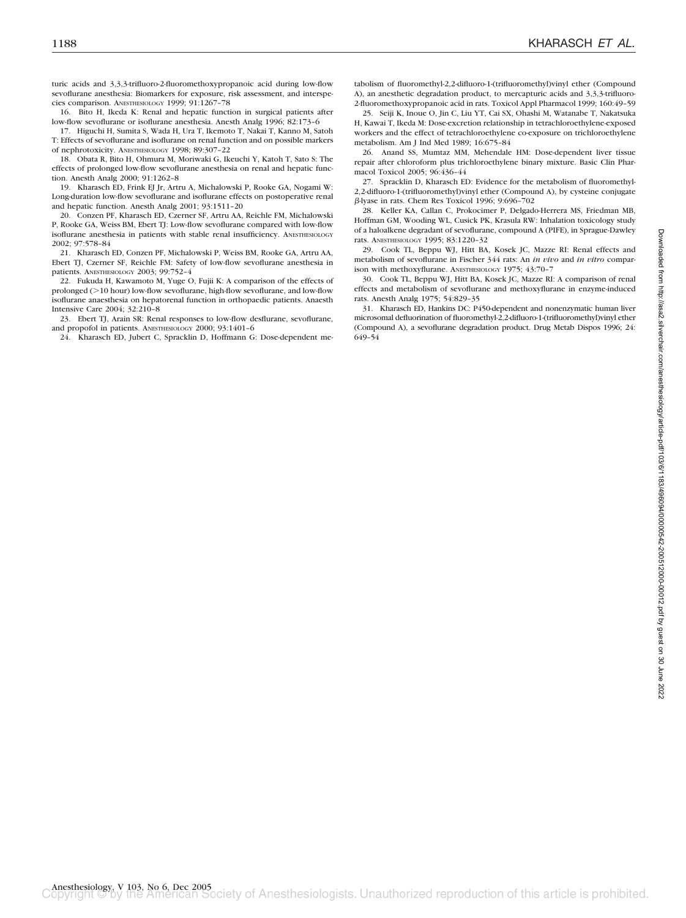turic acids and 3,3,3-trifluoro-2-fluoromethoxypropanoic acid during low-flow sevoflurane anesthesia: Biomarkers for exposure, risk assessment, and interspecies comparison. ANESTHESIOLOGY 1999; 91:1267–78

16. Bito H, Ikeda K: Renal and hepatic function in surgical patients after low-flow sevoflurane or isoflurane anesthesia. Anesth Analg 1996; 82:173–6

17. Higuchi H, Sumita S, Wada H, Ura T, Ikemoto T, Nakai T, Kanno M, Satoh T: Effects of sevoflurane and isoflurane on renal function and on possible markers of nephrotoxicity. ANESTHESIOLOGY 1998; 89:307–22

18. Obata R, Bito H, Ohmura M, Moriwaki G, Ikeuchi Y, Katoh T, Sato S: The effects of prolonged low-flow sevoflurane anesthesia on renal and hepatic function. Anesth Analg 2000; 91:1262–8

19. Kharasch ED, Frink EJ Jr, Artru A, Michalowski P, Rooke GA, Nogami W: Long-duration low-flow sevoflurane and isoflurane effects on postoperative renal and hepatic function. Anesth Analg 2001; 93:1511–20

20. Conzen PF, Kharasch ED, Czerner SF, Artru AA, Reichle FM, Michalowski P, Rooke GA, Weiss BM, Ebert TJ: Low-flow sevoflurane compared with low-flow isoflurane anesthesia in patients with stable renal insufficiency. ANESTHESIOLOGY 2002; 97:578–84

21. Kharasch ED, Conzen PF, Michalowski P, Weiss BM, Rooke GA, Artru AA, Ebert TJ, Czerner SF, Reichle FM: Safety of low-flow sevoflurane anesthesia in patients. ANESTHESIOLOGY 2003; 99:752–4

22. Fukuda H, Kawamoto M, Yuge O, Fujii K: A comparison of the effects of prolonged (>10 hour) low-flow sevoflurane, high-flow sevoflurane, and low-flow isoflurane anaesthesia on hepatorenal function in orthopaedic patients. Anaesth Intensive Care 2004; 32:210–8

23. Ebert TJ, Arain SR: Renal responses to low-flow desflurane, sevoflurane, and propofol in patients. ANESTHESIOLOGY 2000; 93:1401–6

24. Kharasch ED, Jubert C, Spracklin D, Hoffmann G: Dose-dependent metabolism of fluoromethyl-2,2-difluoro-1-(trifluoromethyl)vinyl ether (Compound A), an anesthetic degradation product, to mercapturic acids and 3,3,3-trifluoro-2-fluoromethoxypropanoic acid in rats. Toxicol Appl Pharmacol 1999; 160:49–59

25. Seiji K, Inoue O, Jin C, Liu YT, Cai SX, Ohashi M, Watanabe T, Nakatsuka H, Kawai T, Ikeda M: Dose-excretion relationship in tetrachloroethylene-exposed workers and the effect of tetrachloroethylene co-exposure on trichloroethylene metabolism. Am J Ind Med 1989; 16:675–84

26. Anand SS, Mumtaz MM, Mehendale HM: Dose-dependent liver tissue repair after chloroform plus trichloroethylene binary mixture. Basic Clin Pharmacol Toxicol 2005; 96:436–44

27. Spracklin D, Kharasch ED: Evidence for the metabolism of fluoromethyl-2,2-difluoro-1-(trifluoromethyl)vinyl ether (Compound A), by cysteine conjugate $\beta$-lyase in rats. Chem Res Toxicol 1996; 9:696–702

28. Keller KA, Callan C, Prokocimer P, Delgado-Herrera MS, Friedman MB, Hoffman GM, Wooding WL, Cusick PK, Krasula RW: Inhalation toxicology study of a haloalkene degradant of sevoflurane, compound A (PIFE), in Sprague-Dawley rats. ANESTHESIOLOGY 1995; 83:1220–32

29. Cook TL, Beppu WJ, Hitt BA, Kosek JC, Mazze RI: Renal effects and metabolism of sevoflurane in Fischer 344 rats: An *in vivo* and *in vitro* comparison with methoxyflurane. ANESTHESIOLOGY 1975; 43:70–7

30. Cook TL, Beppu WJ, Hitt BA, Kosek JC, Mazze RI: A comparison of renal effects and metabolism of sevoflurane and methoxyflurane in enzyme-induced rats. Anesth Analg 1975; 54:829–35

31. Kharasch ED, Hankins DC: P450-dependent and nonenzymatic human liver microsomal defluorination of fluoromethyl-2,2-difluoro-1-(trifluoromethyl)vinyl ether (Compound A), a sevoflurane degradation product. Drug Metab Dispos 1996; 24: 649–54